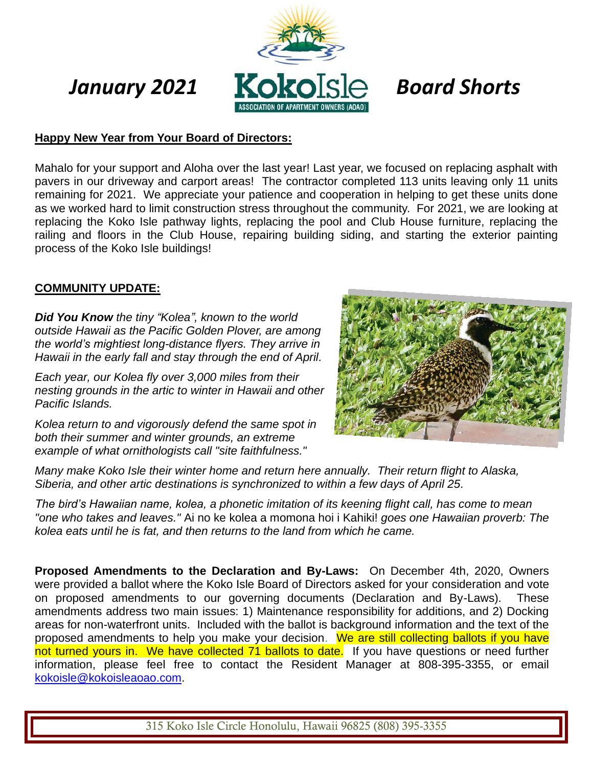*January 2021* **KokoIsle** ASSOCIATION OF APARTMENT OWNERS (AOAO) *Board Shorts*

**Happy New Year from Your Board of Directors:**

Mahalo for your support and Aloha over the last year! Last year, we focused on replacing asphalt with pavers in our driveway and carport areas! The contractor completed 113 units leaving only 11 units remaining for 2021. We appreciate your patience and cooperation in helping to get these units done as we worked hard to limit construction stress throughout the community. For 2021, we are looking at replacing the Koko Isle pathway lights, replacing the pool and Club House furniture, replacing the railing and floors in the Club House, repairing building siding, and starting the exterior painting process of the Koko Isle buildings!

**COMMUNITY UPDATE:**

***Did You Know*** *the tiny "Kolea", known to the world outside Hawaii as the Pacific Golden Plover, are among the world's mightiest long-distance flyers. They arrive in Hawaii in the early fall and stay through the end of April.*

*Each year, our Kolea fly over 3,000 miles from their nesting grounds in the artic to winter in Hawaii and other Pacific Islands.*

*Kolea return to and vigorously defend the same spot in both their summer and winter grounds, an extreme example of what ornithologists call "site faithfulness."*

*Many make Koko Isle their winter home and return here annually. Their return flight to Alaska, Siberia, and other artic destinations is synchronized to within a few days of April 25.*

*The bird's Hawaiian name, kolea, a phonetic imitation of its keening flight call, has come to mean "one who takes and leaves."* Ai no ke kolea a momona hoi i Kahiki! *goes one Hawaiian proverb: The kolea eats until he is fat, and then returns to the land from which he came.*

**Proposed Amendments to the Declaration and By-Laws:** On December 4th, 2020, Owners were provided a ballot where the Koko Isle Board of Directors asked for your consideration and vote on proposed amendments to our governing documents (Declaration and By-Laws). These amendments address two main issues: 1) Maintenance responsibility for additions, and 2) Docking areas for non-waterfront units. Included with the ballot is background information and the text of the proposed amendments to help you make your decision. We are still collecting ballots if you have not turned yours in. We have collected 71 ballots to date. If you have questions or need further information, please feel free to contact the Resident Manager at 808-395-3355, or email kokoisle@kokoisleaoao.com.

315 Koko Isle Circle Honolulu, Hawaii 96825 (808) 395-3355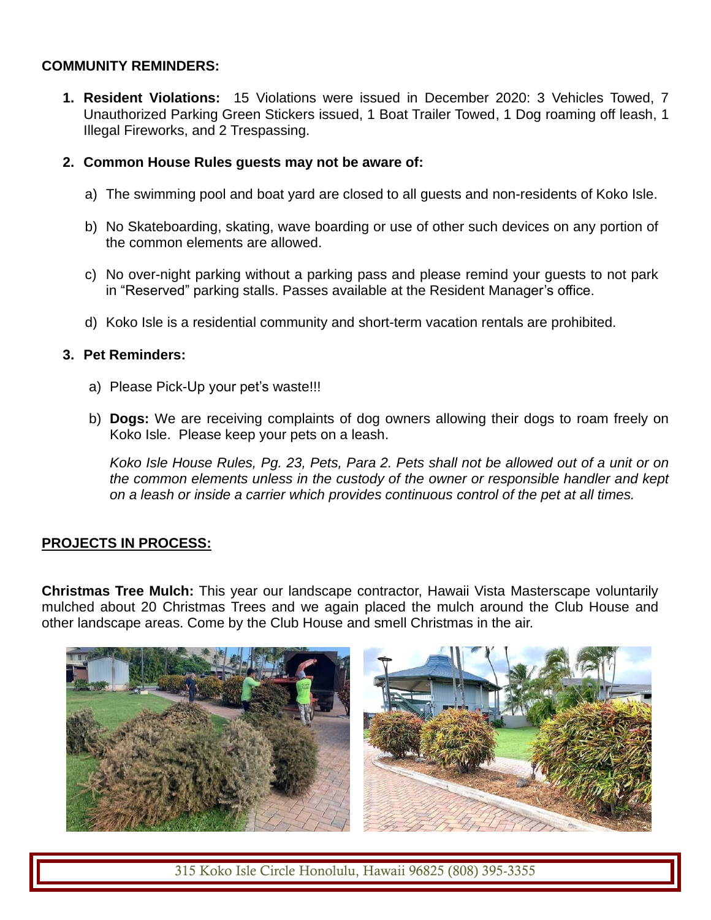**COMMUNITY REMINDERS:**

1. **Resident Violations:** 15 Violations were issued in December 2020: 3 Vehicles Towed, 7 Unauthorized Parking Green Stickers issued, 1 Boat Trailer Towed, 1 Dog roaming off leash, 1 Illegal Fireworks, and 2 Trespassing.

2. **Common House Rules guests may not be aware of:**

   a) The swimming pool and boat yard are closed to all guests and non-residents of Koko Isle.

   b) No Skateboarding, skating, wave boarding or use of other such devices on any portion of the common elements are allowed.

   c) No over-night parking without a parking pass and please remind your guests to not park in "Reserved" parking stalls. Passes available at the Resident Manager's office.

   d) Koko Isle is a residential community and short-term vacation rentals are prohibited.

3. **Pet Reminders:**

   a) Please Pick-Up your pet's waste!!!

   b) **Dogs:** We are receiving complaints of dog owners allowing their dogs to roam freely on Koko Isle. Please keep your pets on a leash.

   *Koko Isle House Rules, Pg. 23, Pets, Para 2. Pets shall not be allowed out of a unit or on the common elements unless in the custody of the owner or responsible handler and kept on a leash or inside a carrier which provides continuous control of the pet at all times.*

**PROJECTS IN PROCESS:**

**Christmas Tree Mulch:** This year our landscape contractor, Hawaii Vista Masterscape voluntarily mulched about 20 Christmas Trees and we again placed the mulch around the Club House and other landscape areas. Come by the Club House and smell Christmas in the air.

315 Koko Isle Circle Honolulu, Hawaii 96825 (808) 395-3355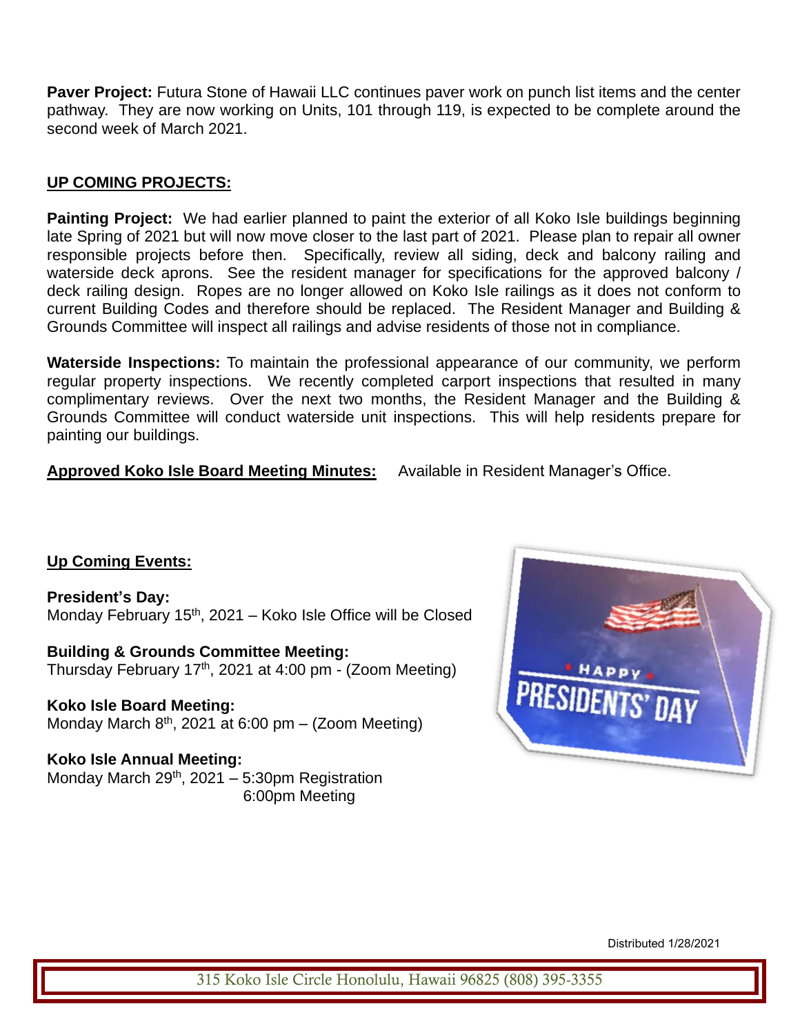**Paver Project:** Futura Stone of Hawaii LLC continues paver work on punch list items and the center pathway. They are now working on Units, 101 through 119, is expected to be complete around the second week of March 2021.

## UP COMING PROJECTS:

**Painting Project:** We had earlier planned to paint the exterior of all Koko Isle buildings beginning late Spring of 2021 but will now move closer to the last part of 2021. Please plan to repair all owner responsible projects before then. Specifically, review all siding, deck and balcony railing and waterside deck aprons. See the resident manager for specifications for the approved balcony / deck railing design. Ropes are no longer allowed on Koko Isle railings as it does not conform to current Building Codes and therefore should be replaced. The Resident Manager and Building & Grounds Committee will inspect all railings and advise residents of those not in compliance.

**Waterside Inspections:** To maintain the professional appearance of our community, we perform regular property inspections. We recently completed carport inspections that resulted in many complimentary reviews. Over the next two months, the Resident Manager and the Building & Grounds Committee will conduct waterside unit inspections. This will help residents prepare for painting our buildings.

**Approved Koko Isle Board Meeting Minutes:** Available in Resident Manager's Office.

## Up Coming Events:

**President's Day:**
Monday February 15th, 2021 – Koko Isle Office will be Closed

**Building & Grounds Committee Meeting:**
Thursday February 17th, 2021 at 4:00 pm - (Zoom Meeting)

**Koko Isle Board Meeting:**
Monday March 8th, 2021 at 6:00 pm – (Zoom Meeting)

**Koko Isle Annual Meeting:**
Monday March 29th, 2021 – 5:30pm Registration
6:00pm Meeting

HAPPY PRESIDENTS' DAY

Distributed 1/28/2021

315 Koko Isle Circle Honolulu, Hawaii 96825 (808) 395-3355